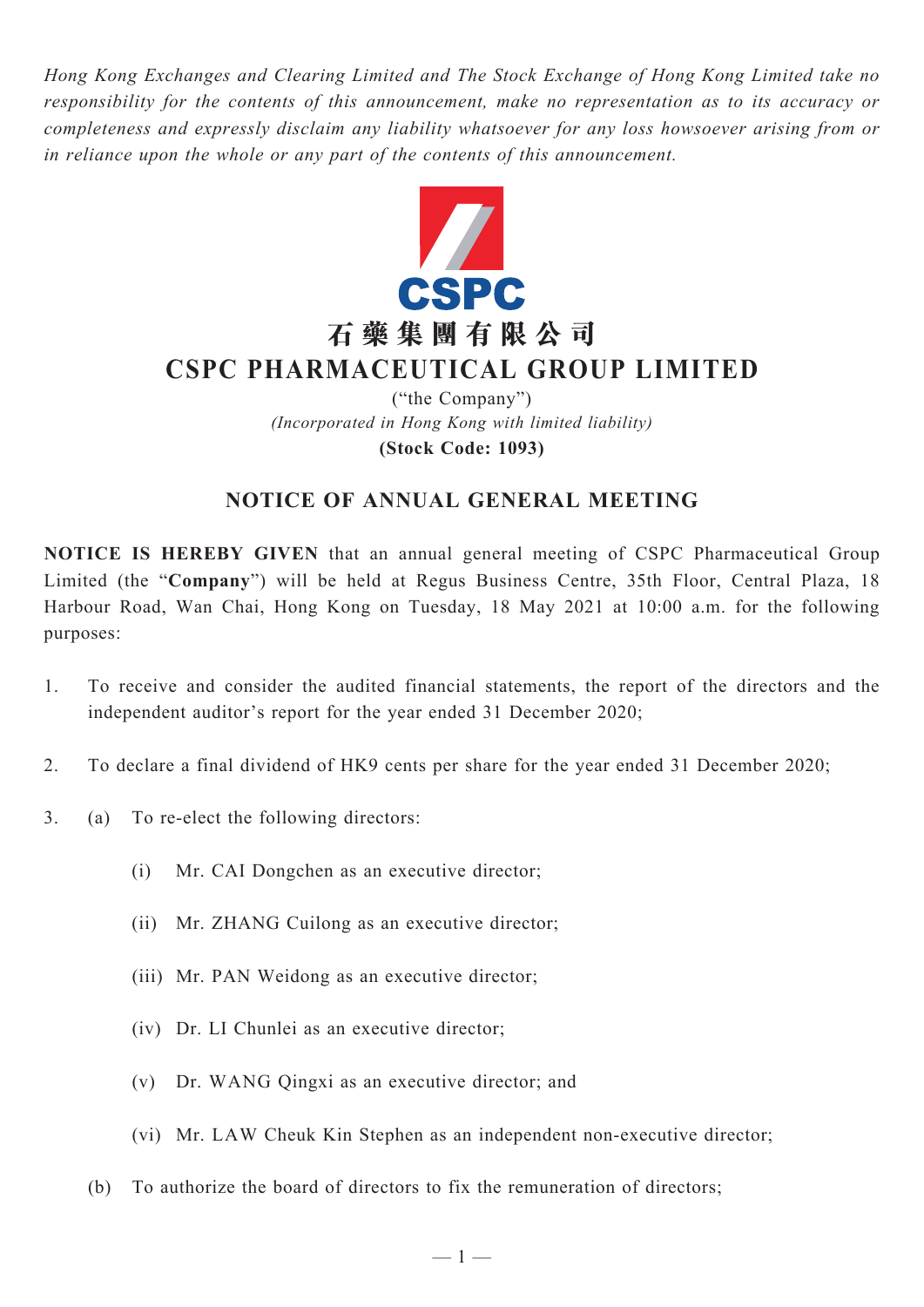*Hong Kong Exchanges and Clearing Limited and The Stock Exchange of Hong Kong Limited take no responsibility for the contents of this announcement, make no representation as to its accuracy or completeness and expressly disclaim any liability whatsoever for any loss howsoever arising from or in reliance upon the whole or any part of the contents of this announcement.*

CSPC

# 石藥集團有限公司
# CSPC PHARMACEUTICAL GROUP LIMITED

("the Company")
*(Incorporated in Hong Kong with limited liability)*
**(Stock Code: 1093)**

## NOTICE OF ANNUAL GENERAL MEETING

**NOTICE IS HEREBY GIVEN** that an annual general meeting of CSPC Pharmaceutical Group Limited (the "**Company**") will be held at Regus Business Centre, 35th Floor, Central Plaza, 18 Harbour Road, Wan Chai, Hong Kong on Tuesday, 18 May 2021 at 10:00 a.m. for the following purposes:

1. To receive and consider the audited financial statements, the report of the directors and the independent auditor's report for the year ended 31 December 2020;

2. To declare a final dividend of HK9 cents per share for the year ended 31 December 2020;

3. (a) To re-elect the following directors:

   (i) Mr. CAI Dongchen as an executive director;

   (ii) Mr. ZHANG Cuilong as an executive director;

   (iii) Mr. PAN Weidong as an executive director;

   (iv) Dr. LI Chunlei as an executive director;

   (v) Dr. WANG Qingxi as an executive director; and

   (vi) Mr. LAW Cheuk Kin Stephen as an independent non-executive director;

   (b) To authorize the board of directors to fix the remuneration of directors;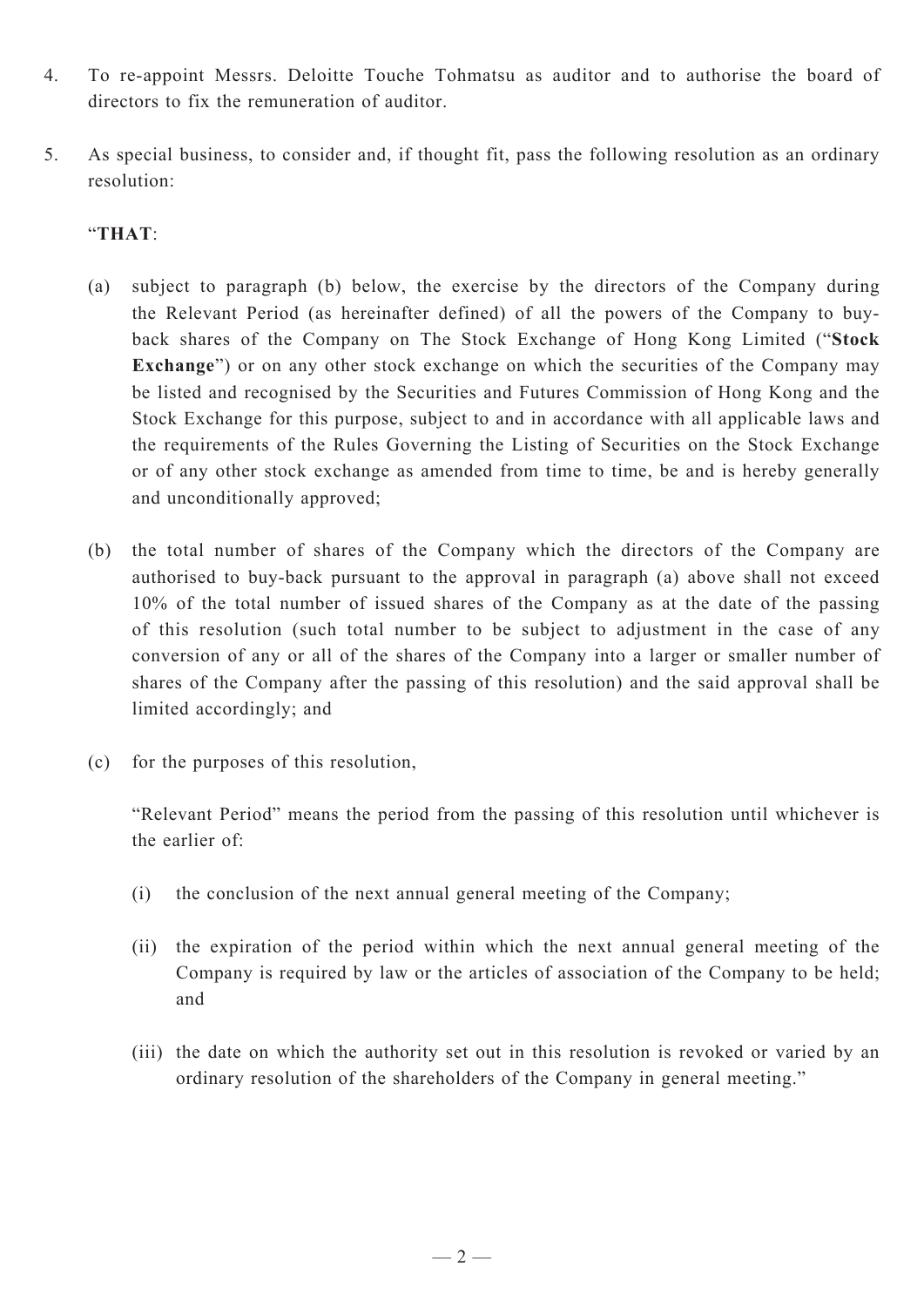4. To re-appoint Messrs. Deloitte Touche Tohmatsu as auditor and to authorise the board of directors to fix the remuneration of auditor.

5. As special business, to consider and, if thought fit, pass the following resolution as an ordinary resolution:

   "**THAT**:

   (a) subject to paragraph (b) below, the exercise by the directors of the Company during the Relevant Period (as hereinafter defined) of all the powers of the Company to buy-back shares of the Company on The Stock Exchange of Hong Kong Limited ("**Stock Exchange**") or on any other stock exchange on which the securities of the Company may be listed and recognised by the Securities and Futures Commission of Hong Kong and the Stock Exchange for this purpose, subject to and in accordance with all applicable laws and the requirements of the Rules Governing the Listing of Securities on the Stock Exchange or of any other stock exchange as amended from time to time, be and is hereby generally and unconditionally approved;

   (b) the total number of shares of the Company which the directors of the Company are authorised to buy-back pursuant to the approval in paragraph (a) above shall not exceed 10% of the total number of issued shares of the Company as at the date of the passing of this resolution (such total number to be subject to adjustment in the case of any conversion of any or all of the shares of the Company into a larger or smaller number of shares of the Company after the passing of this resolution) and the said approval shall be limited accordingly; and

   (c) for the purposes of this resolution,

   "Relevant Period" means the period from the passing of this resolution until whichever is the earlier of:

   (i) the conclusion of the next annual general meeting of the Company;

   (ii) the expiration of the period within which the next annual general meeting of the Company is required by law or the articles of association of the Company to be held; and

   (iii) the date on which the authority set out in this resolution is revoked or varied by an ordinary resolution of the shareholders of the Company in general meeting."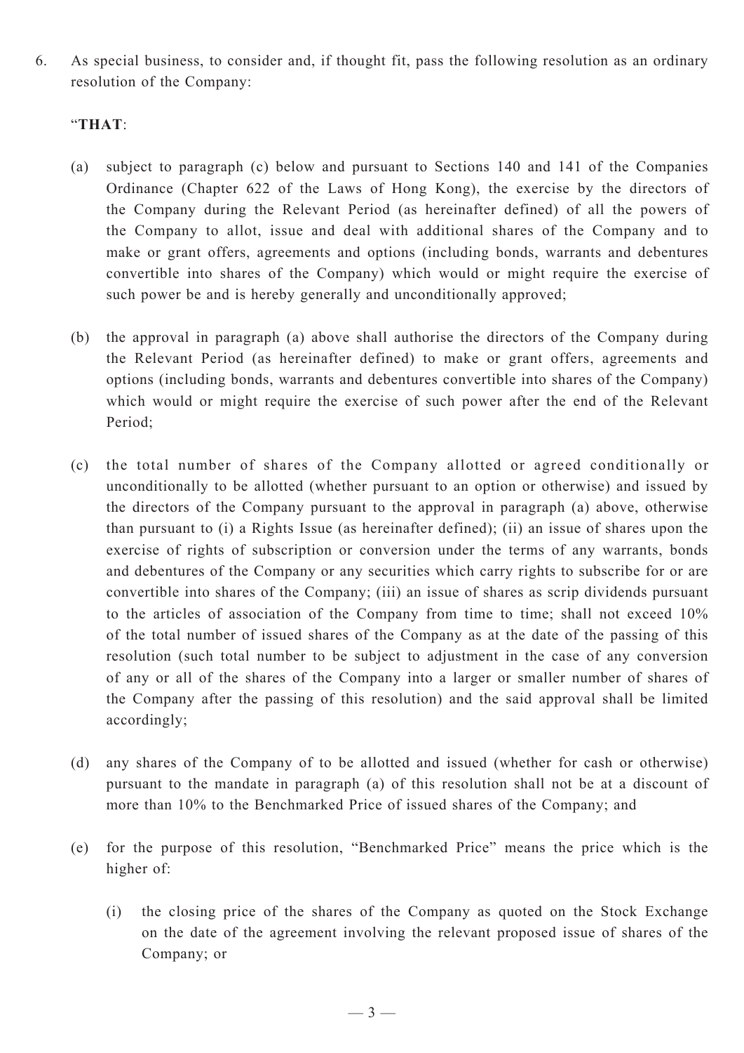6. As special business, to consider and, if thought fit, pass the following resolution as an ordinary resolution of the Company:

   "**THAT**:

   (a) subject to paragraph (c) below and pursuant to Sections 140 and 141 of the Companies Ordinance (Chapter 622 of the Laws of Hong Kong), the exercise by the directors of the Company during the Relevant Period (as hereinafter defined) of all the powers of the Company to allot, issue and deal with additional shares of the Company and to make or grant offers, agreements and options (including bonds, warrants and debentures convertible into shares of the Company) which would or might require the exercise of such power be and is hereby generally and unconditionally approved;

   (b) the approval in paragraph (a) above shall authorise the directors of the Company during the Relevant Period (as hereinafter defined) to make or grant offers, agreements and options (including bonds, warrants and debentures convertible into shares of the Company) which would or might require the exercise of such power after the end of the Relevant Period;

   (c) the total number of shares of the Company allotted or agreed conditionally or unconditionally to be allotted (whether pursuant to an option or otherwise) and issued by the directors of the Company pursuant to the approval in paragraph (a) above, otherwise than pursuant to (i) a Rights Issue (as hereinafter defined); (ii) an issue of shares upon the exercise of rights of subscription or conversion under the terms of any warrants, bonds and debentures of the Company or any securities which carry rights to subscribe for or are convertible into shares of the Company; (iii) an issue of shares as scrip dividends pursuant to the articles of association of the Company from time to time; shall not exceed 10% of the total number of issued shares of the Company as at the date of the passing of this resolution (such total number to be subject to adjustment in the case of any conversion of any or all of the shares of the Company into a larger or smaller number of shares of the Company after the passing of this resolution) and the said approval shall be limited accordingly;

   (d) any shares of the Company of to be allotted and issued (whether for cash or otherwise) pursuant to the mandate in paragraph (a) of this resolution shall not be at a discount of more than 10% to the Benchmarked Price of issued shares of the Company; and

   (e) for the purpose of this resolution, "Benchmarked Price" means the price which is the higher of:

      (i) the closing price of the shares of the Company as quoted on the Stock Exchange on the date of the agreement involving the relevant proposed issue of shares of the Company; or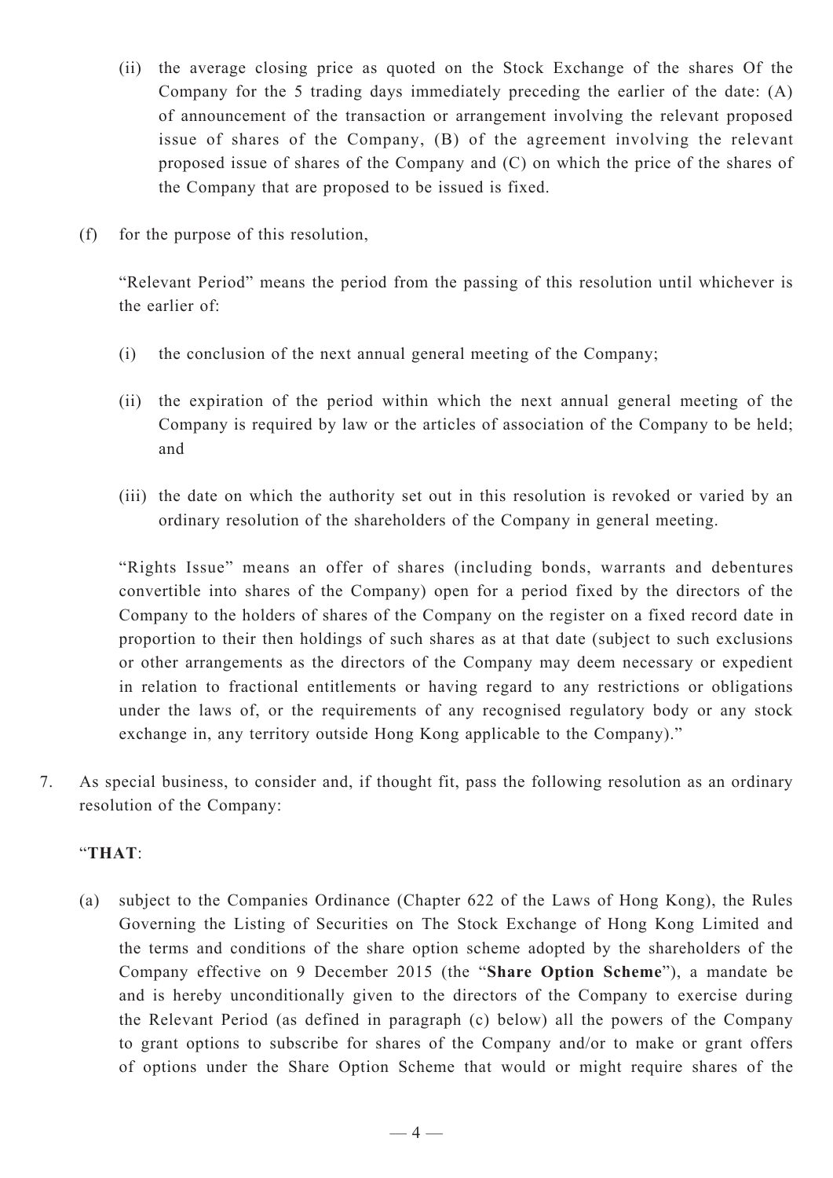(ii) the average closing price as quoted on the Stock Exchange of the shares Of the Company for the 5 trading days immediately preceding the earlier of the date: (A) of announcement of the transaction or arrangement involving the relevant proposed issue of shares of the Company, (B) of the agreement involving the relevant proposed issue of shares of the Company and (C) on which the price of the shares of the Company that are proposed to be issued is fixed.

(f) for the purpose of this resolution,

"Relevant Period" means the period from the passing of this resolution until whichever is the earlier of:

(i) the conclusion of the next annual general meeting of the Company;

(ii) the expiration of the period within which the next annual general meeting of the Company is required by law or the articles of association of the Company to be held; and

(iii) the date on which the authority set out in this resolution is revoked or varied by an ordinary resolution of the shareholders of the Company in general meeting.

"Rights Issue" means an offer of shares (including bonds, warrants and debentures convertible into shares of the Company) open for a period fixed by the directors of the Company to the holders of shares of the Company on the register on a fixed record date in proportion to their then holdings of such shares as at that date (subject to such exclusions or other arrangements as the directors of the Company may deem necessary or expedient in relation to fractional entitlements or having regard to any restrictions or obligations under the laws of, or the requirements of any recognised regulatory body or any stock exchange in, any territory outside Hong Kong applicable to the Company)."

7. As special business, to consider and, if thought fit, pass the following resolution as an ordinary resolution of the Company:

"**THAT**:

(a) subject to the Companies Ordinance (Chapter 622 of the Laws of Hong Kong), the Rules Governing the Listing of Securities on The Stock Exchange of Hong Kong Limited and the terms and conditions of the share option scheme adopted by the shareholders of the Company effective on 9 December 2015 (the "**Share Option Scheme**"), a mandate be and is hereby unconditionally given to the directors of the Company to exercise during the Relevant Period (as defined in paragraph (c) below) all the powers of the Company to grant options to subscribe for shares of the Company and/or to make or grant offers of options under the Share Option Scheme that would or might require shares of the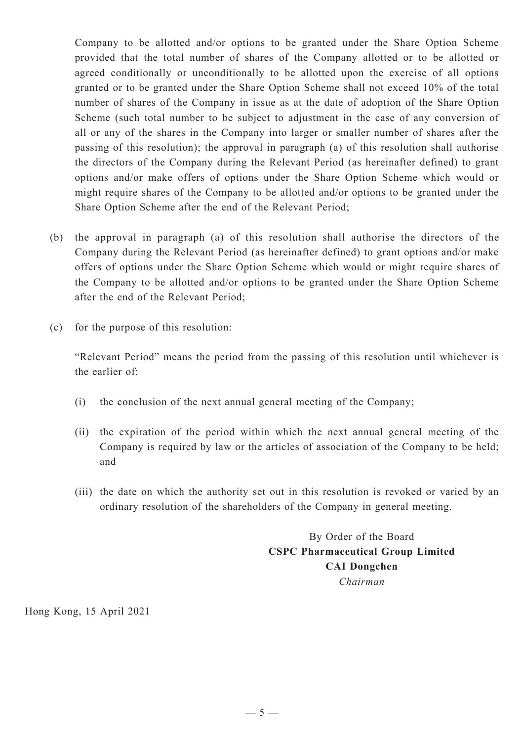Company to be allotted and/or options to be granted under the Share Option Scheme provided that the total number of shares of the Company allotted or to be allotted or agreed conditionally or unconditionally to be allotted upon the exercise of all options granted or to be granted under the Share Option Scheme shall not exceed 10% of the total number of shares of the Company in issue as at the date of adoption of the Share Option Scheme (such total number to be subject to adjustment in the case of any conversion of all or any of the shares in the Company into larger or smaller number of shares after the passing of this resolution); the approval in paragraph (a) of this resolution shall authorise the directors of the Company during the Relevant Period (as hereinafter defined) to grant options and/or make offers of options under the Share Option Scheme which would or might require shares of the Company to be allotted and/or options to be granted under the Share Option Scheme after the end of the Relevant Period;

(b) the approval in paragraph (a) of this resolution shall authorise the directors of the Company during the Relevant Period (as hereinafter defined) to grant options and/or make offers of options under the Share Option Scheme which would or might require shares of the Company to be allotted and/or options to be granted under the Share Option Scheme after the end of the Relevant Period;

(c) for the purpose of this resolution:

"Relevant Period" means the period from the passing of this resolution until whichever is the earlier of:

(i) the conclusion of the next annual general meeting of the Company;

(ii) the expiration of the period within which the next annual general meeting of the Company is required by law or the articles of association of the Company to be held; and

(iii) the date on which the authority set out in this resolution is revoked or varied by an ordinary resolution of the shareholders of the Company in general meeting.

By Order of the Board
**CSPC Pharmaceutical Group Limited**
**CAI Dongchen**
*Chairman*

Hong Kong, 15 April 2021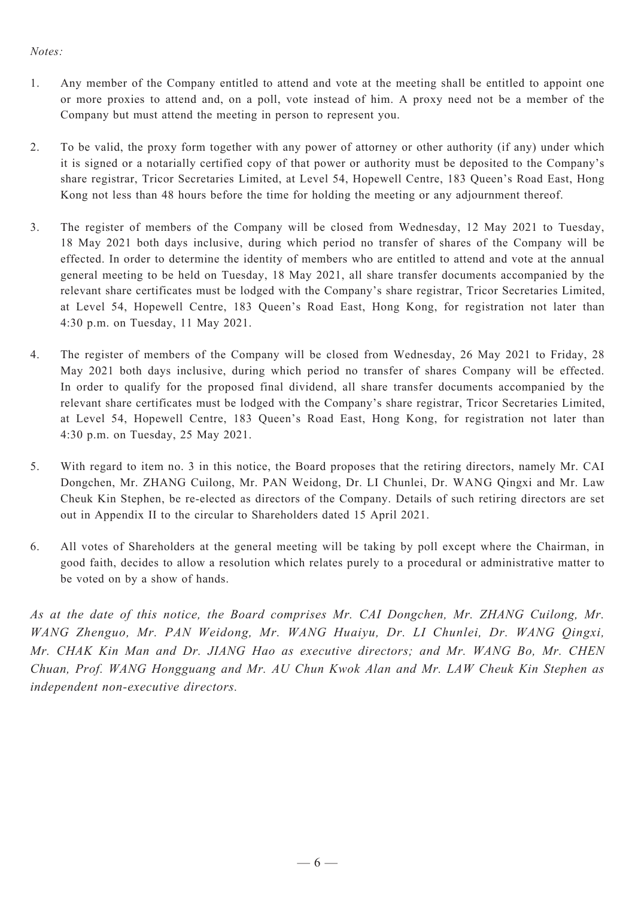*Notes:*

1. Any member of the Company entitled to attend and vote at the meeting shall be entitled to appoint one or more proxies to attend and, on a poll, vote instead of him. A proxy need not be a member of the Company but must attend the meeting in person to represent you.

2. To be valid, the proxy form together with any power of attorney or other authority (if any) under which it is signed or a notarially certified copy of that power or authority must be deposited to the Company's share registrar, Tricor Secretaries Limited, at Level 54, Hopewell Centre, 183 Queen's Road East, Hong Kong not less than 48 hours before the time for holding the meeting or any adjournment thereof.

3. The register of members of the Company will be closed from Wednesday, 12 May 2021 to Tuesday, 18 May 2021 both days inclusive, during which period no transfer of shares of the Company will be effected. In order to determine the identity of members who are entitled to attend and vote at the annual general meeting to be held on Tuesday, 18 May 2021, all share transfer documents accompanied by the relevant share certificates must be lodged with the Company's share registrar, Tricor Secretaries Limited, at Level 54, Hopewell Centre, 183 Queen's Road East, Hong Kong, for registration not later than 4:30 p.m. on Tuesday, 11 May 2021.

4. The register of members of the Company will be closed from Wednesday, 26 May 2021 to Friday, 28 May 2021 both days inclusive, during which period no transfer of shares Company will be effected. In order to qualify for the proposed final dividend, all share transfer documents accompanied by the relevant share certificates must be lodged with the Company's share registrar, Tricor Secretaries Limited, at Level 54, Hopewell Centre, 183 Queen's Road East, Hong Kong, for registration not later than 4:30 p.m. on Tuesday, 25 May 2021.

5. With regard to item no. 3 in this notice, the Board proposes that the retiring directors, namely Mr. CAI Dongchen, Mr. ZHANG Cuilong, Mr. PAN Weidong, Dr. LI Chunlei, Dr. WANG Qingxi and Mr. Law Cheuk Kin Stephen, be re-elected as directors of the Company. Details of such retiring directors are set out in Appendix II to the circular to Shareholders dated 15 April 2021.

6. All votes of Shareholders at the general meeting will be taking by poll except where the Chairman, in good faith, decides to allow a resolution which relates purely to a procedural or administrative matter to be voted on by a show of hands.

*As at the date of this notice, the Board comprises Mr. CAI Dongchen, Mr. ZHANG Cuilong, Mr. WANG Zhenguo, Mr. PAN Weidong, Mr. WANG Huaiyu, Dr. LI Chunlei, Dr. WANG Qingxi, Mr. CHAK Kin Man and Dr. JIANG Hao as executive directors; and Mr. WANG Bo, Mr. CHEN Chuan, Prof. WANG Hongguang and Mr. AU Chun Kwok Alan and Mr. LAW Cheuk Kin Stephen as independent non-executive directors.*